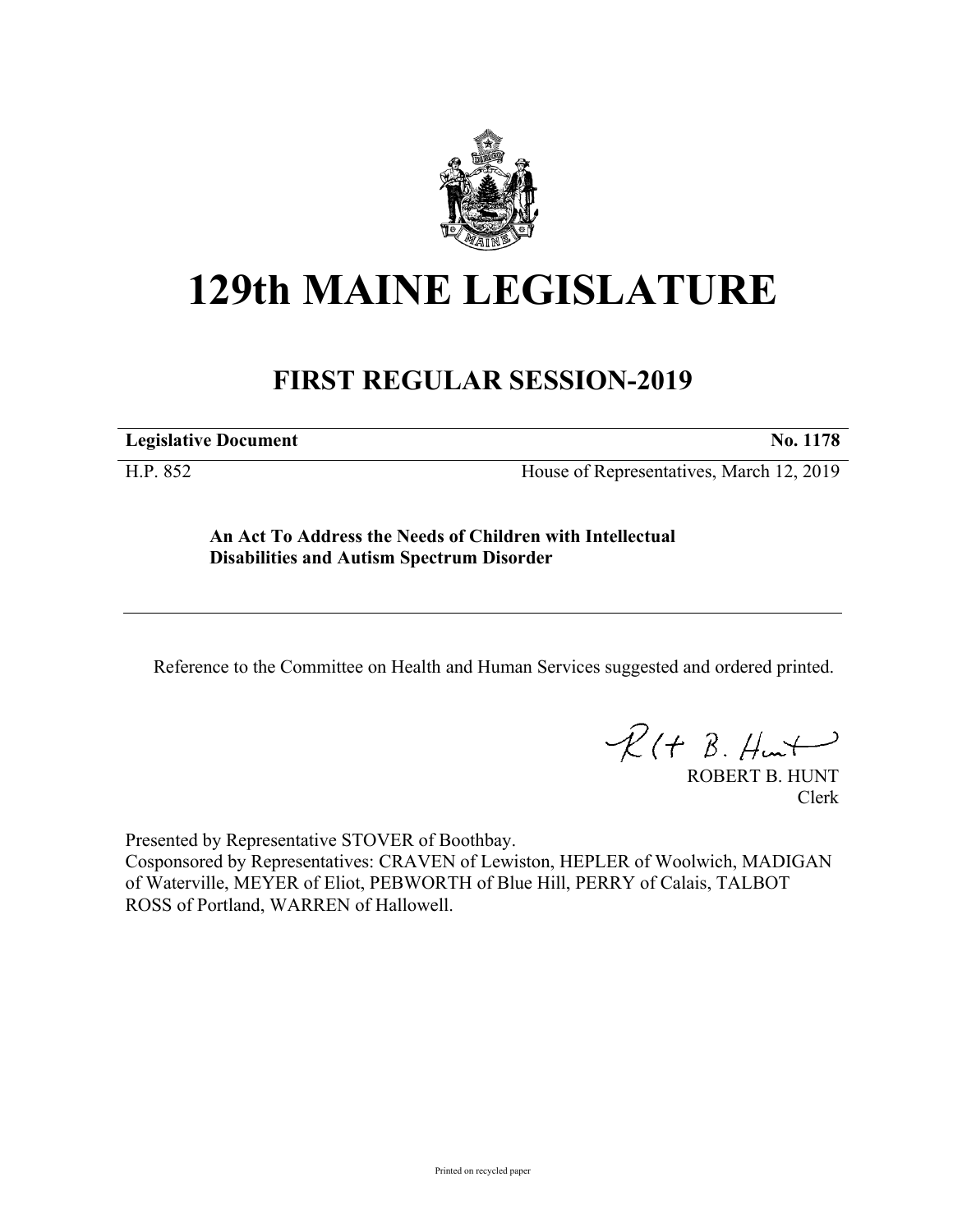# 129th MAINE LEGISLATURE

## FIRST REGULAR SESSION-2019

**Legislative Document** **No. 1178**

H.P. 852 House of Representatives, March 12, 2019

**An Act To Address the Needs of Children with Intellectual Disabilities and Autism Spectrum Disorder**

---

Reference to the Committee on Health and Human Services suggested and ordered printed.

ROBERT B. HUNT
Clerk

Presented by Representative STOVER of Boothbay.
Cosponsored by Representatives: CRAVEN of Lewiston, HEPLER of Woolwich, MADIGAN of Waterville, MEYER of Eliot, PEBWORTH of Blue Hill, PERRY of Calais, TALBOT ROSS of Portland, WARREN of Hallowell.

Printed on recycled paper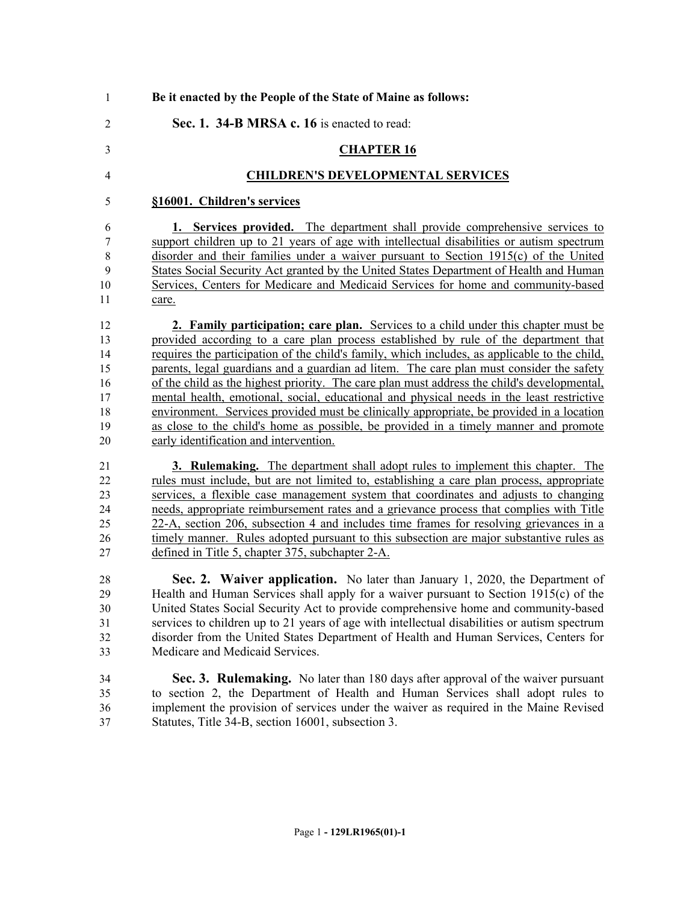**Be it enacted by the People of the State of Maine as follows:**

**Sec. 1. 34-B MRSA c. 16** is enacted to read:

**CHAPTER 16**

**CHILDREN'S DEVELOPMENTAL SERVICES**

**§16001. Children's services**

**1. Services provided.** The department shall provide comprehensive services to support children up to 21 years of age with intellectual disabilities or autism spectrum disorder and their families under a waiver pursuant to Section 1915(c) of the United States Social Security Act granted by the United States Department of Health and Human Services, Centers for Medicare and Medicaid Services for home and community-based care.

**2. Family participation; care plan.** Services to a child under this chapter must be provided according to a care plan process established by rule of the department that requires the participation of the child's family, which includes, as applicable to the child, parents, legal guardians and a guardian ad litem. The care plan must consider the safety of the child as the highest priority. The care plan must address the child's developmental, mental health, emotional, social, educational and physical needs in the least restrictive environment. Services provided must be clinically appropriate, be provided in a location as close to the child's home as possible, be provided in a timely manner and promote early identification and intervention.

**3. Rulemaking.** The department shall adopt rules to implement this chapter. The rules must include, but are not limited to, establishing a care plan process, appropriate services, a flexible case management system that coordinates and adjusts to changing needs, appropriate reimbursement rates and a grievance process that complies with Title 22-A, section 206, subsection 4 and includes time frames for resolving grievances in a timely manner. Rules adopted pursuant to this subsection are major substantive rules as defined in Title 5, chapter 375, subchapter 2-A.

**Sec. 2. Waiver application.** No later than January 1, 2020, the Department of Health and Human Services shall apply for a waiver pursuant to Section 1915(c) of the United States Social Security Act to provide comprehensive home and community-based services to children up to 21 years of age with intellectual disabilities or autism spectrum disorder from the United States Department of Health and Human Services, Centers for Medicare and Medicaid Services.

**Sec. 3. Rulemaking.** No later than 180 days after approval of the waiver pursuant to section 2, the Department of Health and Human Services shall adopt rules to implement the provision of services under the waiver as required in the Maine Revised Statutes, Title 34-B, section 16001, subsection 3.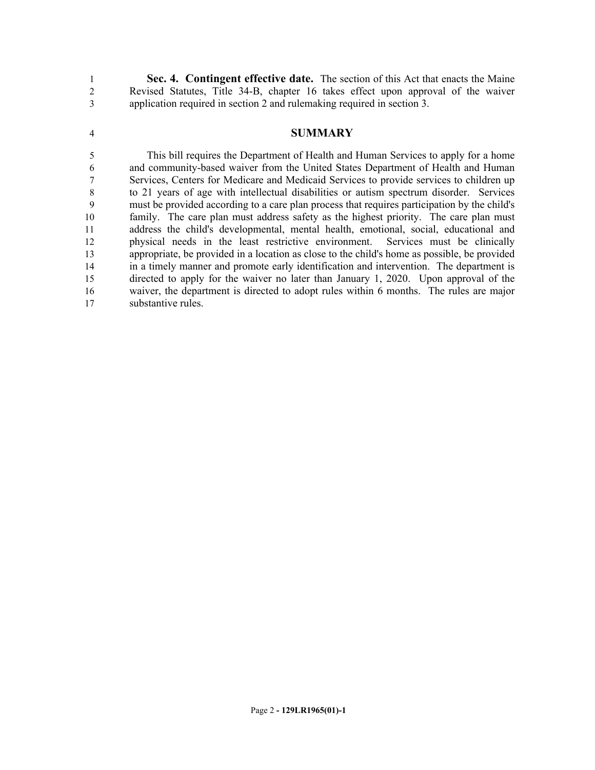**Sec. 4. Contingent effective date.** The section of this Act that enacts the Maine Revised Statutes, Title 34-B, chapter 16 takes effect upon approval of the waiver application required in section 2 and rulemaking required in section 3.

## SUMMARY

This bill requires the Department of Health and Human Services to apply for a home and community-based waiver from the United States Department of Health and Human Services, Centers for Medicare and Medicaid Services to provide services to children up to 21 years of age with intellectual disabilities or autism spectrum disorder. Services must be provided according to a care plan process that requires participation by the child's family. The care plan must address safety as the highest priority. The care plan must address the child's developmental, mental health, emotional, social, educational and physical needs in the least restrictive environment. Services must be clinically appropriate, be provided in a location as close to the child's home as possible, be provided in a timely manner and promote early identification and intervention. The department is directed to apply for the waiver no later than January 1, 2020. Upon approval of the waiver, the department is directed to adopt rules within 6 months. The rules are major substantive rules.